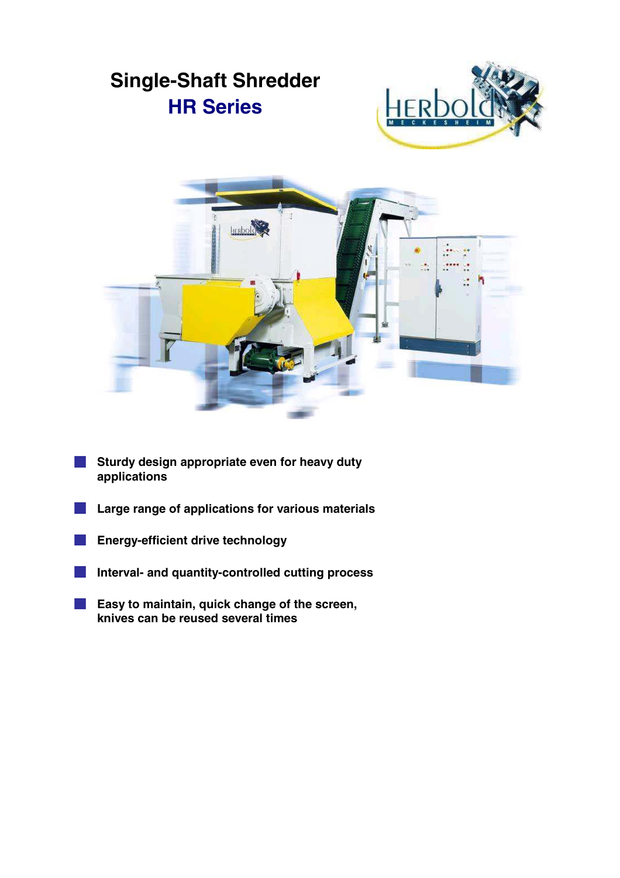# Single-Shaft Shredder
## HR Series

- **Sturdy design appropriate even for heavy duty applications**
- **Large range of applications for various materials**
- **Energy-efficient drive technology**
- **Interval- and quantity-controlled cutting process**
- **Easy to maintain, quick change of the screen, knives can be reused several times**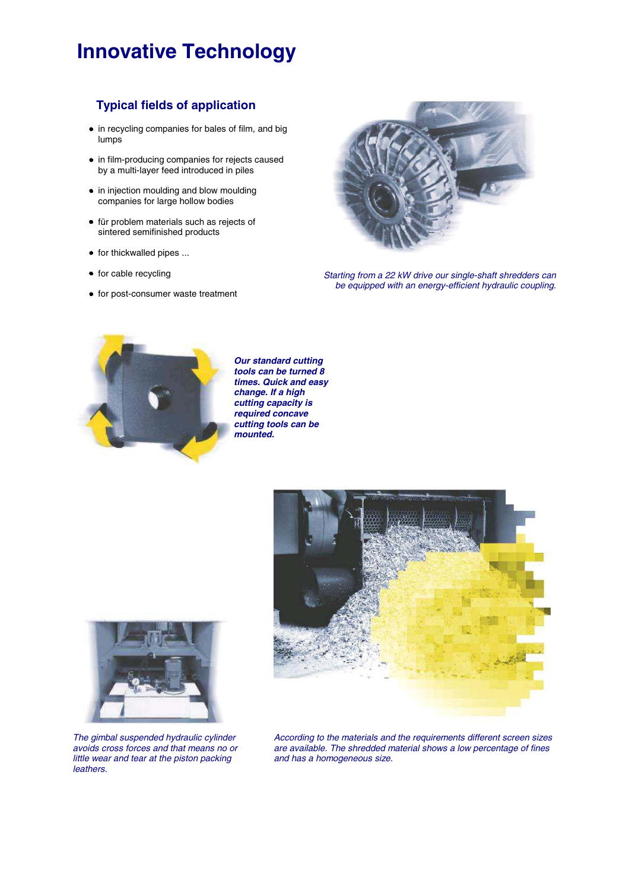# Innovative Technology

## Typical fields of application

- in recycling companies for bales of film, and big lumps
- in film-producing companies for rejects caused by a multi-layer feed introduced in piles
- in injection moulding and blow moulding companies for large hollow bodies
- für problem materials such as rejects of sintered semifinished products
- for thickwalled pipes ...
- for cable recycling
- for post-consumer waste treatment

*Starting from a 22 kW drive our single-shaft shredders can be equipped with an energy-efficient hydraulic coupling.*

***Our standard cutting tools can be turned 8 times. Quick and easy change. If a high cutting capacity is required concave cutting tools can be mounted.***

*The gimbal suspended hydraulic cylinder avoids cross forces and that means no or little wear and tear at the piston packing leathers.*

*According to the materials and the requirements different screen sizes are available. The shredded material shows a low percentage of fines and has a homogeneous size.*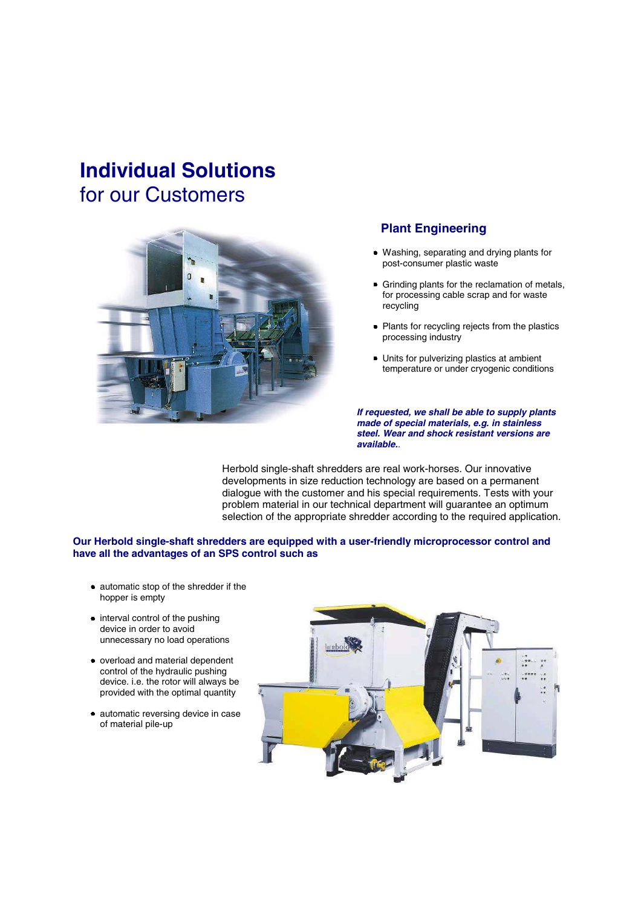# Individual Solutions
## for our Customers

### Plant Engineering

- Washing, separating and drying plants for post-consumer plastic waste
- Grinding plants for the reclamation of metals, for processing cable scrap and for waste recycling
- Plants for recycling rejects from the plastics processing industry
- Units for pulverizing plastics at ambient temperature or under cryogenic conditions

***If requested, we shall be able to supply plants made of special materials, e.g. in stainless steel. Wear and shock resistant versions are available..***

Herbold single-shaft shredders are real work-horses. Our innovative developments in size reduction technology are based on a permanent dialogue with the customer and his special requirements. Tests with your problem material in our technical department will guarantee an optimum selection of the appropriate shredder according to the required application.

**Our Herbold single-shaft shredders are equipped with a user-friendly microprocessor control and have all the advantages of an SPS control such as**

- automatic stop of the shredder if the hopper is empty
- interval control of the pushing device in order to avoid unnecessary no load operations
- overload and material dependent control of the hydraulic pushing device. i.e. the rotor will always be provided with the optimal quantity
- automatic reversing device in case of material pile-up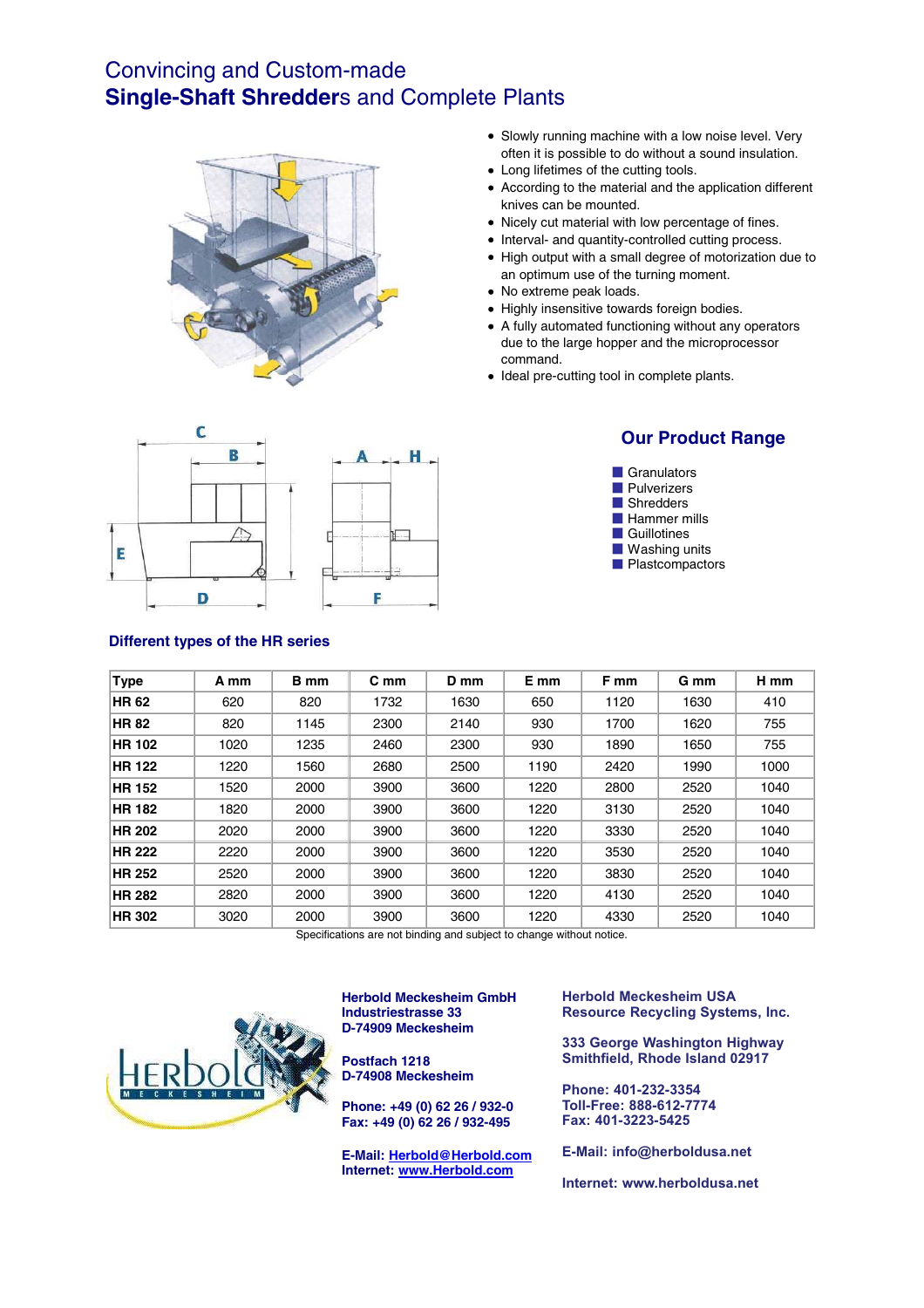# Convincing and Custom-made
# Single-Shaft Shredders and Complete Plants

- Slowly running machine with a low noise level. Very often it is possible to do without a sound insulation.
- Long lifetimes of the cutting tools.
- According to the material and the application different knives can be mounted.
- Nicely cut material with low percentage of fines.
- Interval- and quantity-controlled cutting process.
- High output with a small degree of motorization due to an optimum use of the turning moment.
- No extreme peak loads.
- Highly insensitive towards foreign bodies.
- A fully automated functioning without any operators due to the large hopper and the microprocessor command.
- Ideal pre-cutting tool in complete plants.

C
B
A
H
E
D
F

## Our Product Range

- Granulators
- Pulverizers
- Shredders
- Hammer mills
- Guillotines
- Washing units
- Plastcompactors

### Different types of the HR series

| Type | A mm | B mm | C mm | D mm | E mm | F mm | G mm | H mm |
|---|---|---|---|---|---|---|---|---|
| **HR 62** | 620 | 820 | 1732 | 1630 | 650 | 1120 | 1630 | 410 |
| **HR 82** | 820 | 1145 | 2300 | 2140 | 930 | 1700 | 1620 | 755 |
| **HR 102** | 1020 | 1235 | 2460 | 2300 | 930 | 1890 | 1650 | 755 |
| **HR 122** | 1220 | 1560 | 2680 | 2500 | 1190 | 2420 | 1990 | 1000 |
| **HR 152** | 1520 | 2000 | 3900 | 3600 | 1220 | 2800 | 2520 | 1040 |
| **HR 182** | 1820 | 2000 | 3900 | 3600 | 1220 | 3130 | 2520 | 1040 |
| **HR 202** | 2020 | 2000 | 3900 | 3600 | 1220 | 3330 | 2520 | 1040 |
| **HR 222** | 2220 | 2000 | 3900 | 3600 | 1220 | 3530 | 2520 | 1040 |
| **HR 252** | 2520 | 2000 | 3900 | 3600 | 1220 | 3830 | 2520 | 1040 |
| **HR 282** | 2820 | 2000 | 3900 | 3600 | 1220 | 4130 | 2520 | 1040 |
| **HR 302** | 3020 | 2000 | 3900 | 3600 | 1220 | 4330 | 2520 | 1040 |

Specifications are not binding and subject to change without notice.

HERBOLD MECKESHEIM

**Herbold Meckesheim GmbH**
**Industriestrasse 33**
**D-74909 Meckesheim**

**Postfach 1218**
**D-74908 Meckesheim**

**Phone: +49 (0) 62 26 / 932-0**
**Fax: +49 (0) 62 26 / 932-495**

**E-Mail: Herbold@Herbold.com**
**Internet: www.Herbold.com**

**Herbold Meckesheim USA**
**Resource Recycling Systems, Inc.**

**333 George Washington Highway**
**Smithfield, Rhode Island 02917**

**Phone: 401-232-3354**
**Toll-Free: 888-612-7774**
**Fax: 401-3223-5425**

**E-Mail: info@herboldusa.net**

**Internet: www.herboldusa.net**